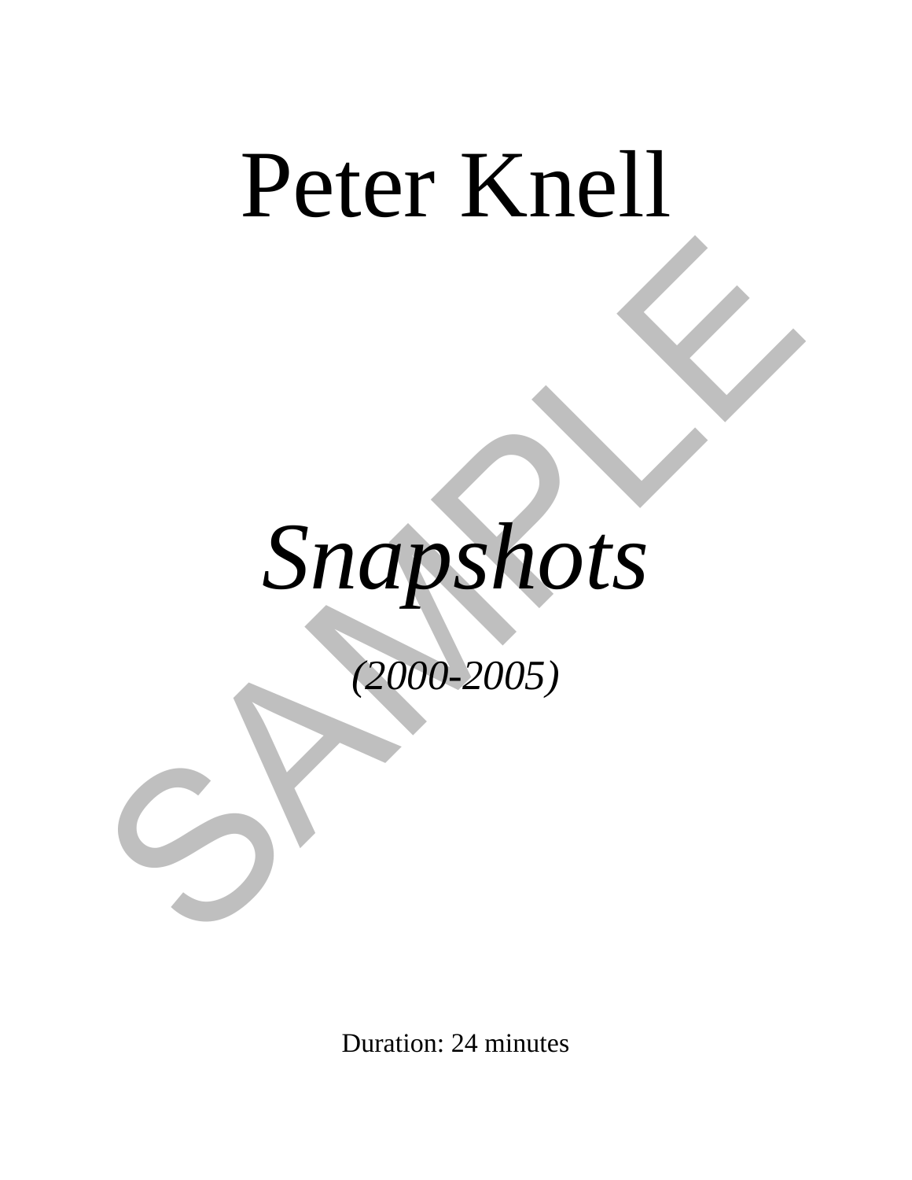# Peter Knell

# *Snapshots*

*(2000-2005)*

Duration: 24 minutes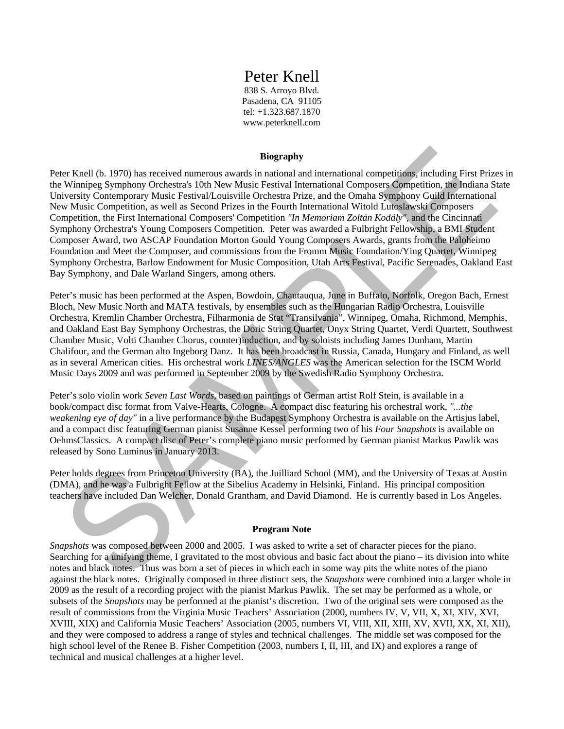# Peter Knell

838 S. Arroyo Blvd.
Pasadena, CA 91105
tel: +1.323.687.1870
www.peterknell.com

## Biography

Peter Knell (b. 1970) has received numerous awards in national and international competitions, including First Prizes in the Winnipeg Symphony Orchestra's 10th New Music Festival International Composers Competition, the Indiana State University Contemporary Music Festival/Louisville Orchestra Prize, and the Omaha Symphony Guild International New Music Competition, as well as Second Prizes in the Fourth International Witold Lutoslawski Composers Competition, the First International Composers' Competition *"In Memoriam Zoltán Kodály"*, and the Cincinnati Symphony Orchestra's Young Composers Competition. Peter was awarded a Fulbright Fellowship, a BMI Student Composer Award, two ASCAP Foundation Morton Gould Young Composers Awards, grants from the Paloheimo Foundation and Meet the Composer, and commissions from the Fromm Music Foundation/Ying Quartet, Winnipeg Symphony Orchestra, Barlow Endowment for Music Composition, Utah Arts Festival, Pacific Serenades, Oakland East Bay Symphony, and Dale Warland Singers, among others.

Peter's music has been performed at the Aspen, Bowdoin, Chautauqua, June in Buffalo, Norfolk, Oregon Bach, Ernest Bloch, New Music North and MATA festivals, by ensembles such as the Hungarian Radio Orchestra, Louisville Orchestra, Kremlin Chamber Orchestra, Filharmonia de Stat "Transilvania", Winnipeg, Omaha, Richmond, Memphis, and Oakland East Bay Symphony Orchestras, the Doric String Quartet, Onyx String Quartet, Verdi Quartett, Southwest Chamber Music, Volti Chamber Chorus, counter)induction, and by soloists including James Dunham, Martin Chalifour, and the German alto Ingeborg Danz. It has been broadcast in Russia, Canada, Hungary and Finland, as well as in several American cities. His orchestral work *LINES/ANGLES* was the American selection for the ISCM World Music Days 2009 and was performed in September 2009 by the Swedish Radio Symphony Orchestra.

Peter's solo violin work *Seven Last Words*, based on paintings of German artist Rolf Stein, is available in a book/compact disc format from Valve-Hearts, Cologne. A compact disc featuring his orchestral work, *"...the weakening eye of day"* in a live performance by the Budapest Symphony Orchestra is available on the Artisjus label, and a compact disc featuring German pianist Susanne Kessel performing two of his *Four Snapshots* is available on OehmsClassics. A compact disc of Peter's complete piano music performed by German pianist Markus Pawlik was released by Sono Luminus in January 2013.

Peter holds degrees from Princeton University (BA), the Juilliard School (MM), and the University of Texas at Austin (DMA), and he was a Fulbright Fellow at the Sibelius Academy in Helsinki, Finland. His principal composition teachers have included Dan Welcher, Donald Grantham, and David Diamond. He is currently based in Los Angeles.

## Program Note

*Snapshots* was composed between 2000 and 2005. I was asked to write a set of character pieces for the piano. Searching for a unifying theme, I gravitated to the most obvious and basic fact about the piano – its division into white notes and black notes. Thus was born a set of pieces in which each in some way pits the white notes of the piano against the black notes. Originally composed in three distinct sets, the *Snapshots* were combined into a larger whole in 2009 as the result of a recording project with the pianist Markus Pawlik. The set may be performed as a whole, or subsets of the *Snapshots* may be performed at the pianist's discretion. Two of the original sets were composed as the result of commissions from the Virginia Music Teachers' Association (2000, numbers IV, V, VII, X, XI, XIV, XVI, XVIII, XIX) and California Music Teachers' Association (2005, numbers VI, VIII, XII, XIII, XV, XVII, XX, XI, XII), and they were composed to address a range of styles and technical challenges. The middle set was composed for the high school level of the Renee B. Fisher Competition (2003, numbers I, II, III, and IX) and explores a range of technical and musical challenges at a higher level.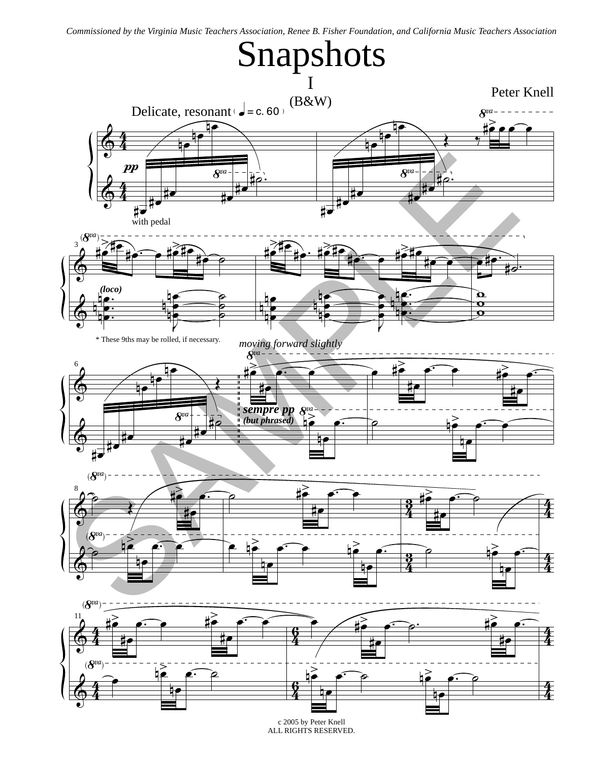*Commissioned by the Virginia Music Teachers Association, Renee B. Fisher Foundation, and California Music Teachers Association*

# Snapshots

## I

## (B&W)

Peter Knell

Delicate, resonant (♩ = c. 60)

with pedal

\* These 9ths may be rolled, if necessary.

*moving forward slightly*

**sempre pp** **(but phrased)**

c 2005 by Peter Knell
ALL RIGHTS RESERVED.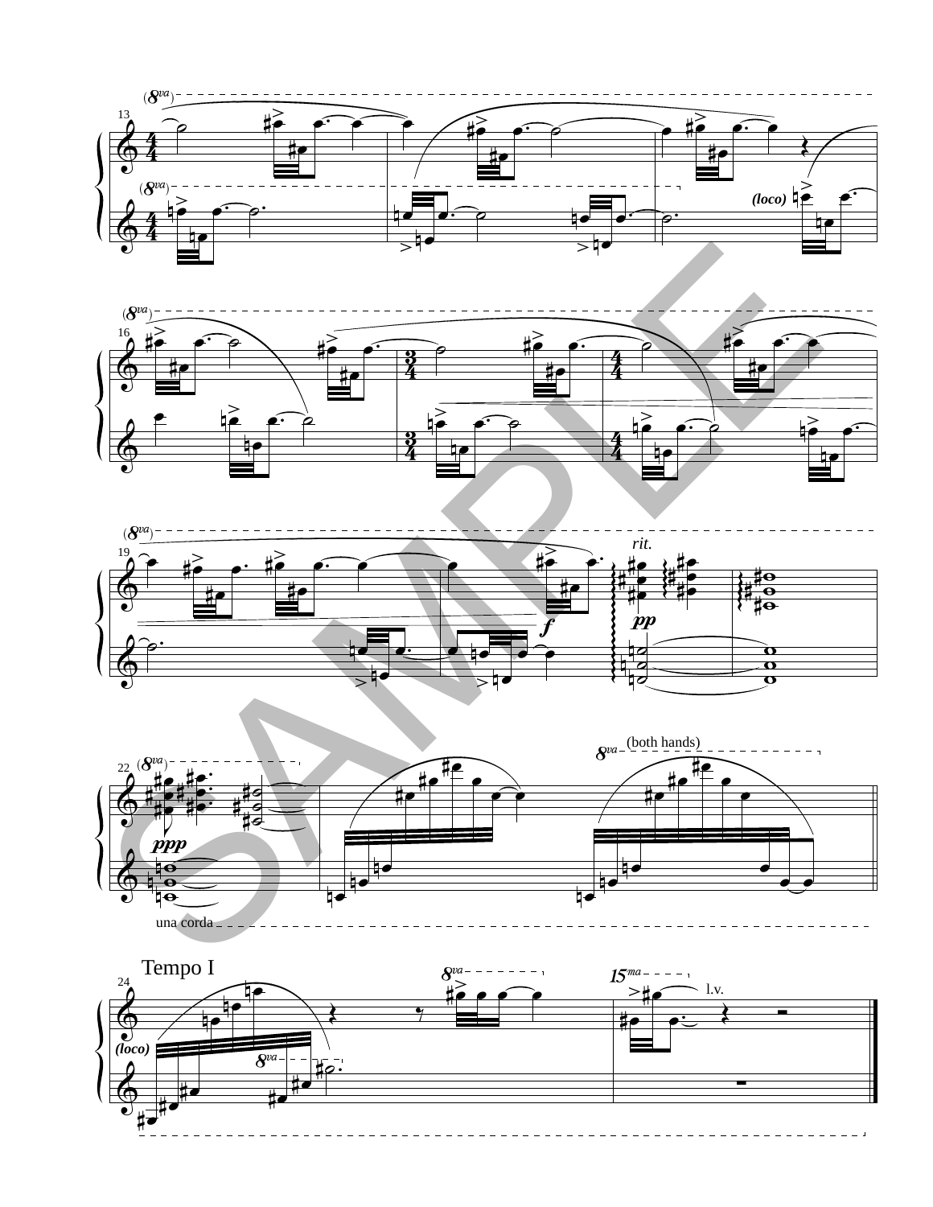rit.

(both hands)

una corda

Tempo I

l.v.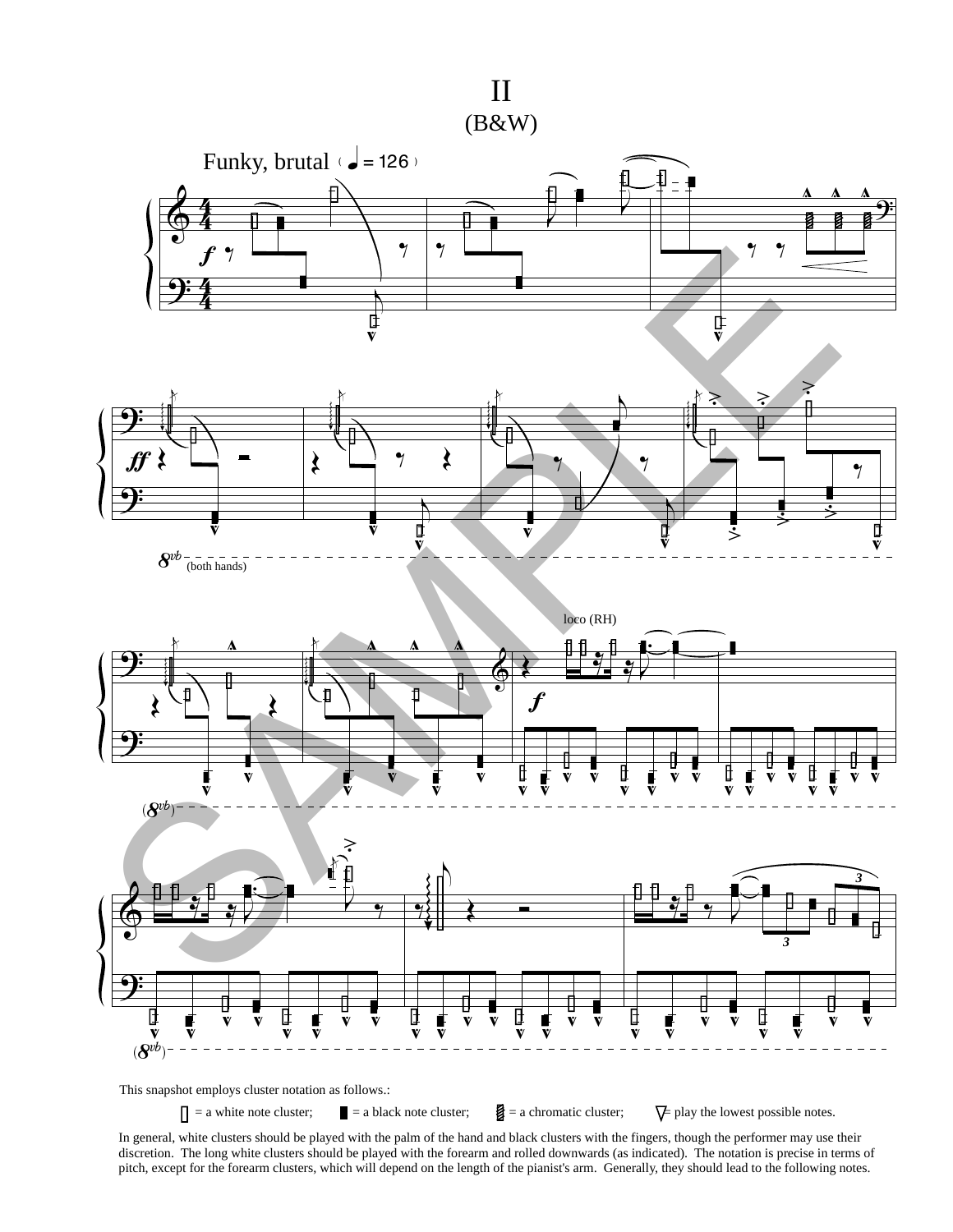# II
## (B&W)

Funky, brutal (♩= 126)

This snapshot employs cluster notation as follows.:

▯ = a white note cluster; ▮ = a black note cluster; ▨ = a chromatic cluster; ▽ = play the lowest possible notes.

In general, white clusters should be played with the palm of the hand and black clusters with the fingers, though the performer may use their discretion. The long white clusters should be played with the forearm and rolled downwards (as indicated). The notation is precise in terms of pitch, except for the forearm clusters, which will depend on the length of the pianist's arm. Generally, they should lead to the following notes.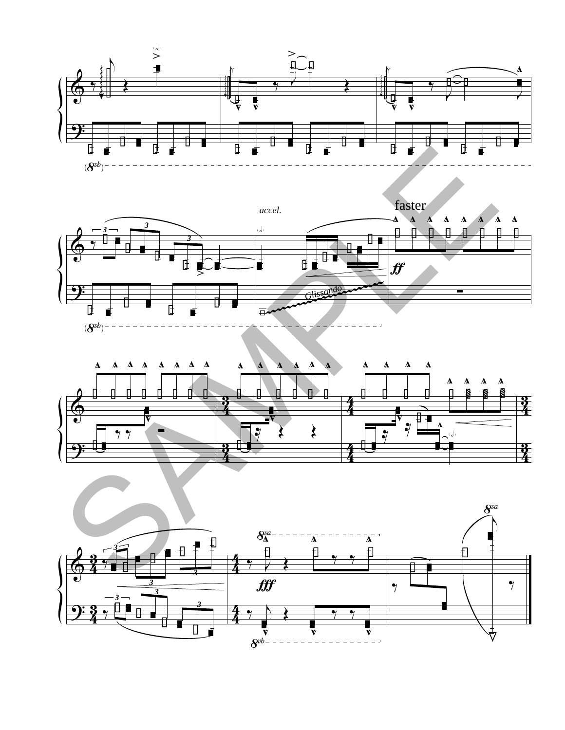(8vb)

accel.

faster

*ff*

Glissando

(8vb)

8va

*fff*

8vb

8va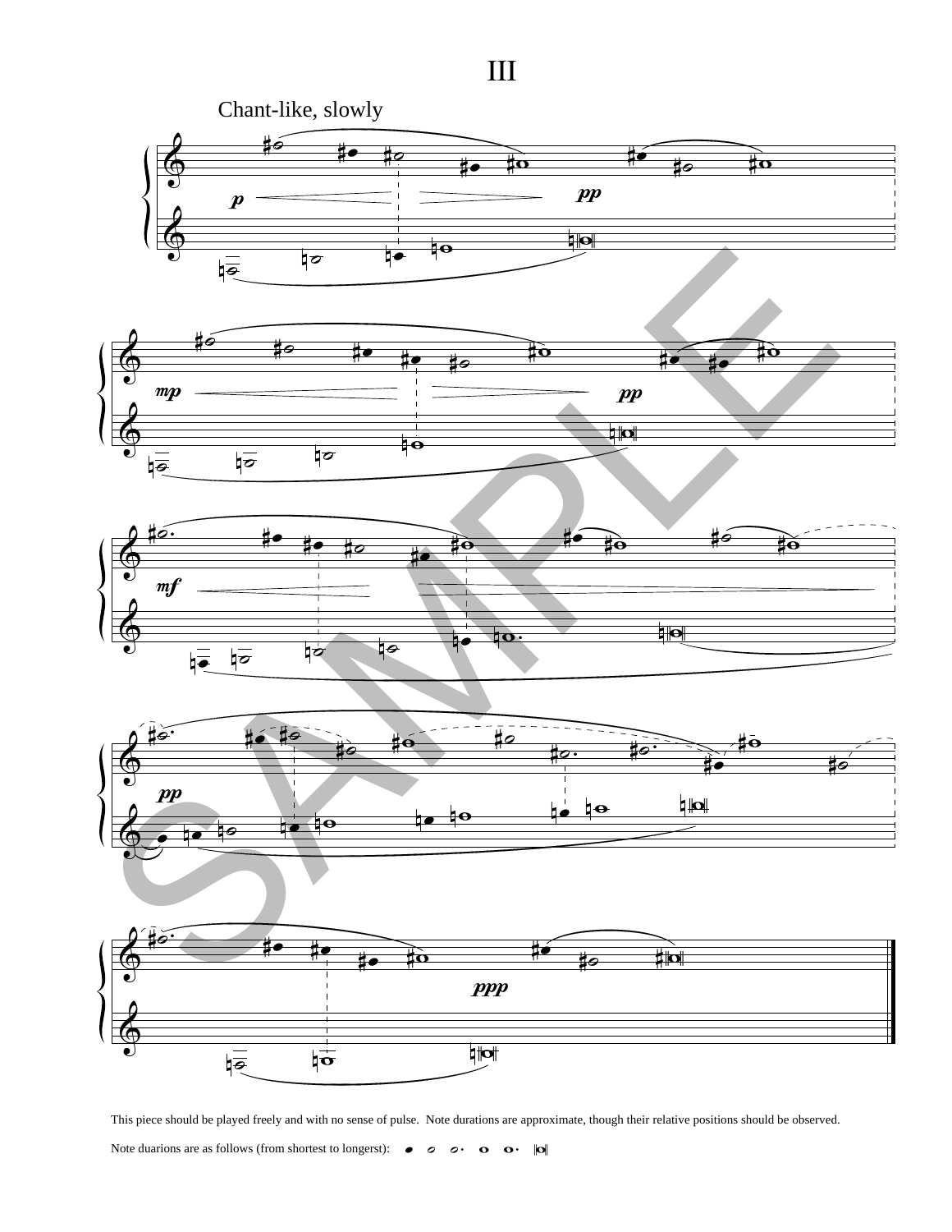# III

Chant-like, slowly

This piece should be played freely and with no sense of pulse. Note durations are approximate, though their relative positions should be observed.

Note duarions are as follows (from shortest to longerst):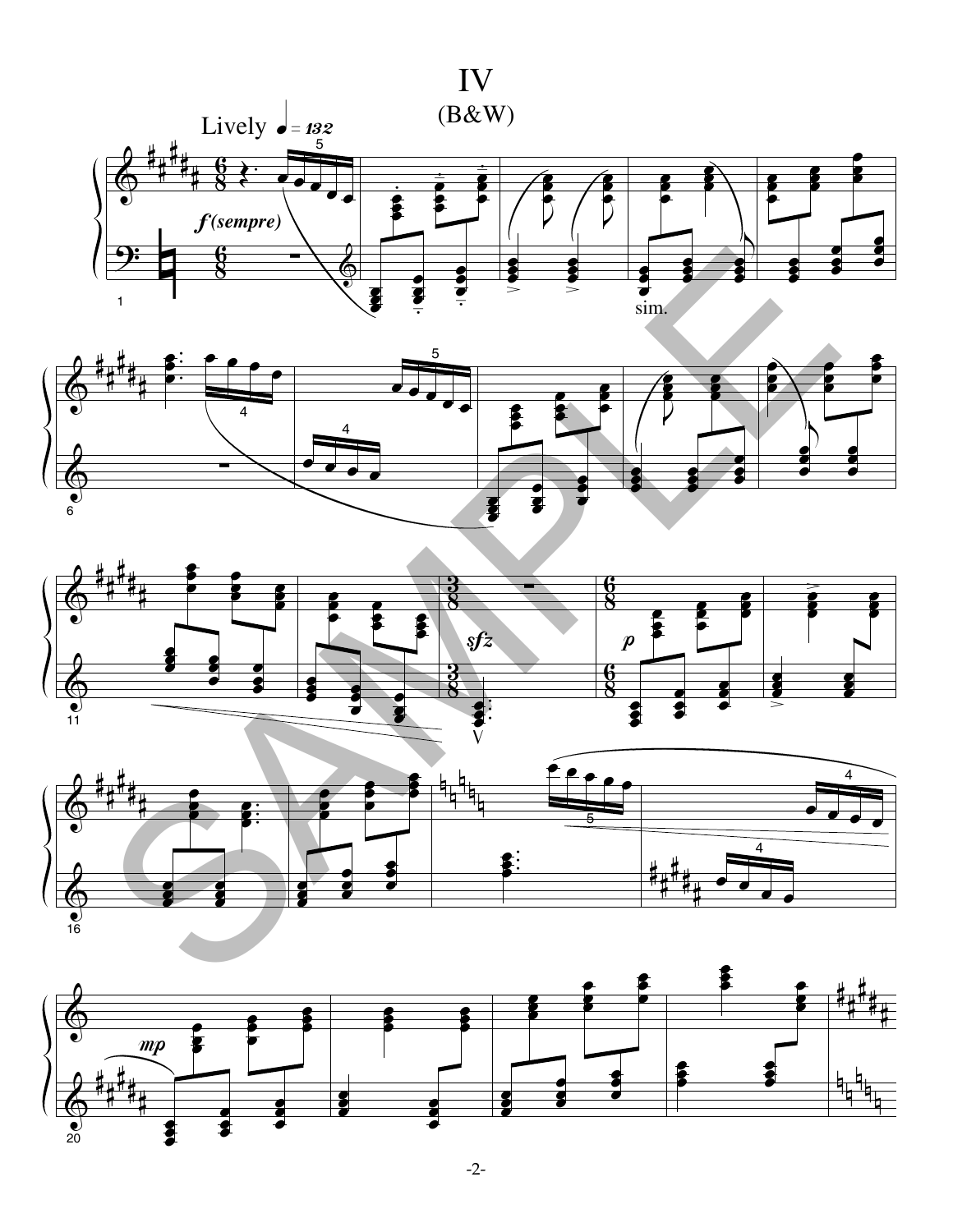# IV

## (B&W)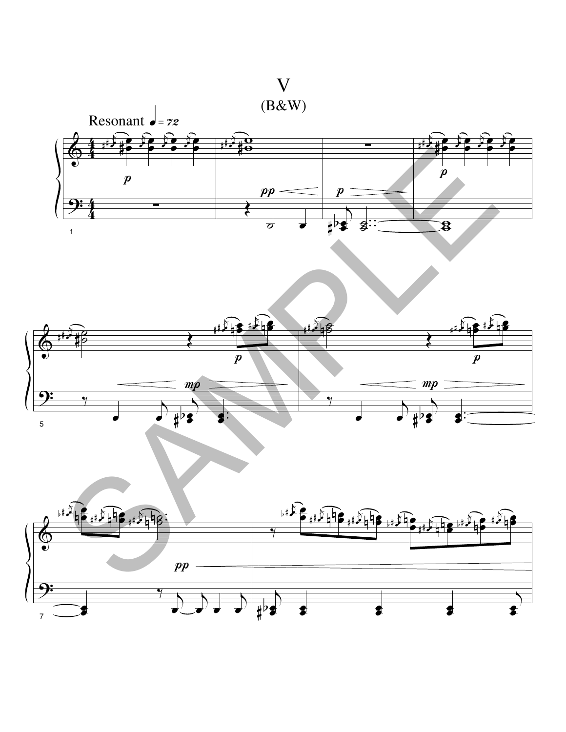# V

## (B&W)

Resonant ♩ = 72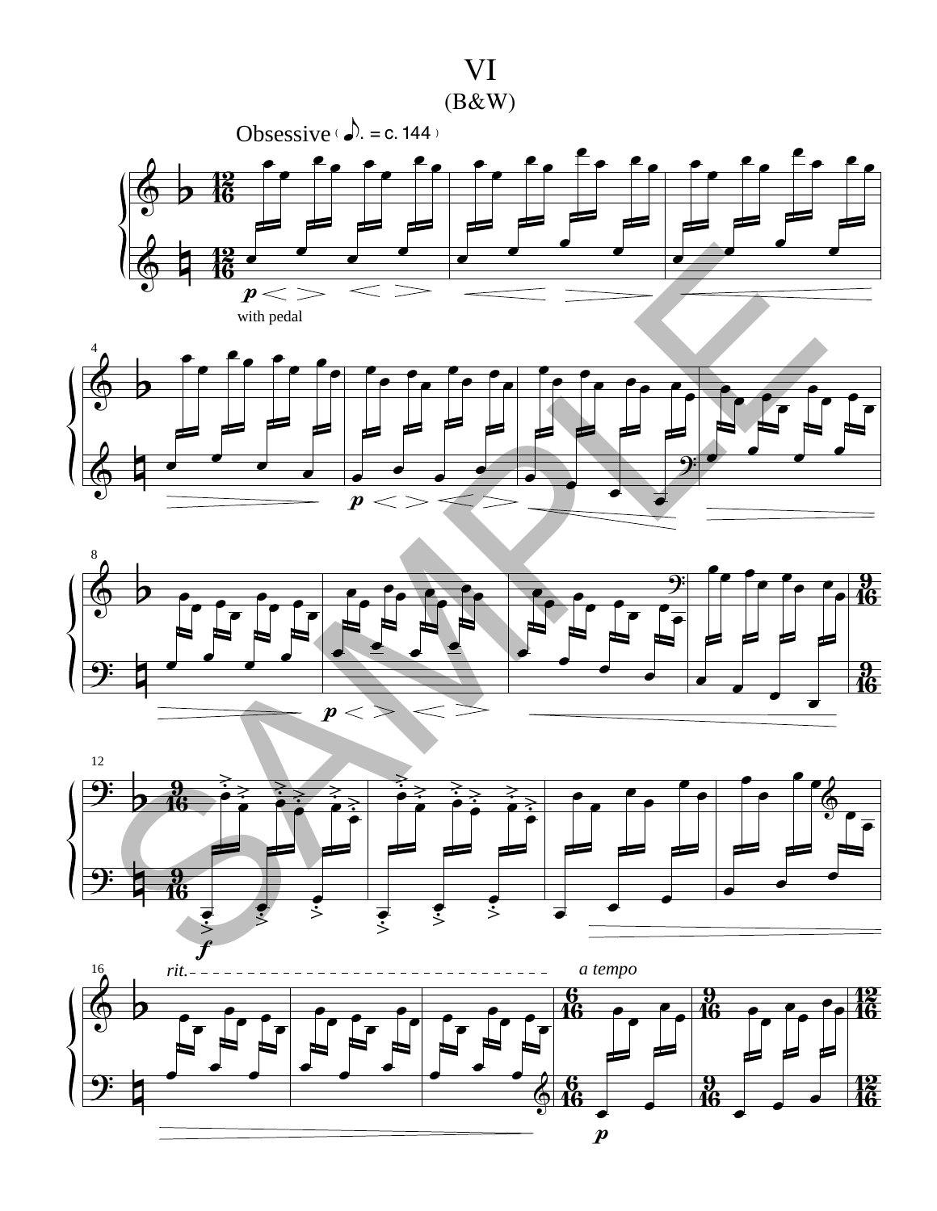# VI

(B&W)

Obsessive (♪. = c. 144)

*with pedal*

*rit.*

*a tempo*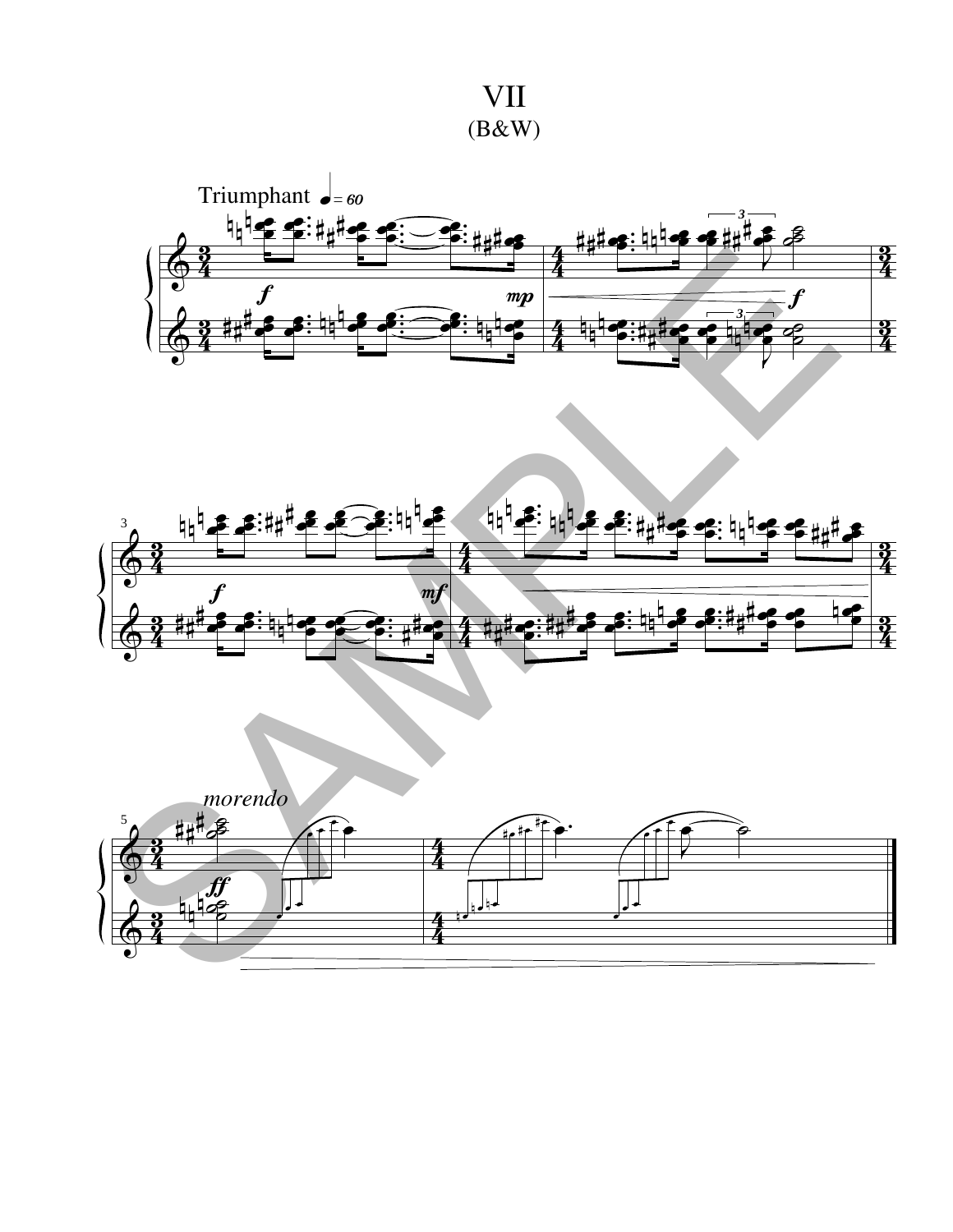# VII

(B&W)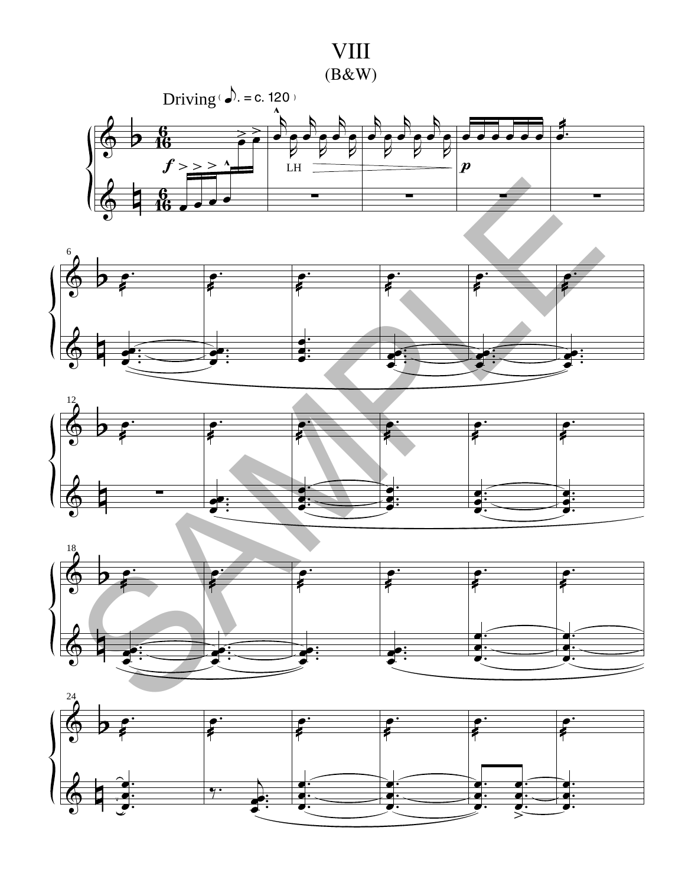# VIII

## (B&W)

Driving (♪. = c. 120)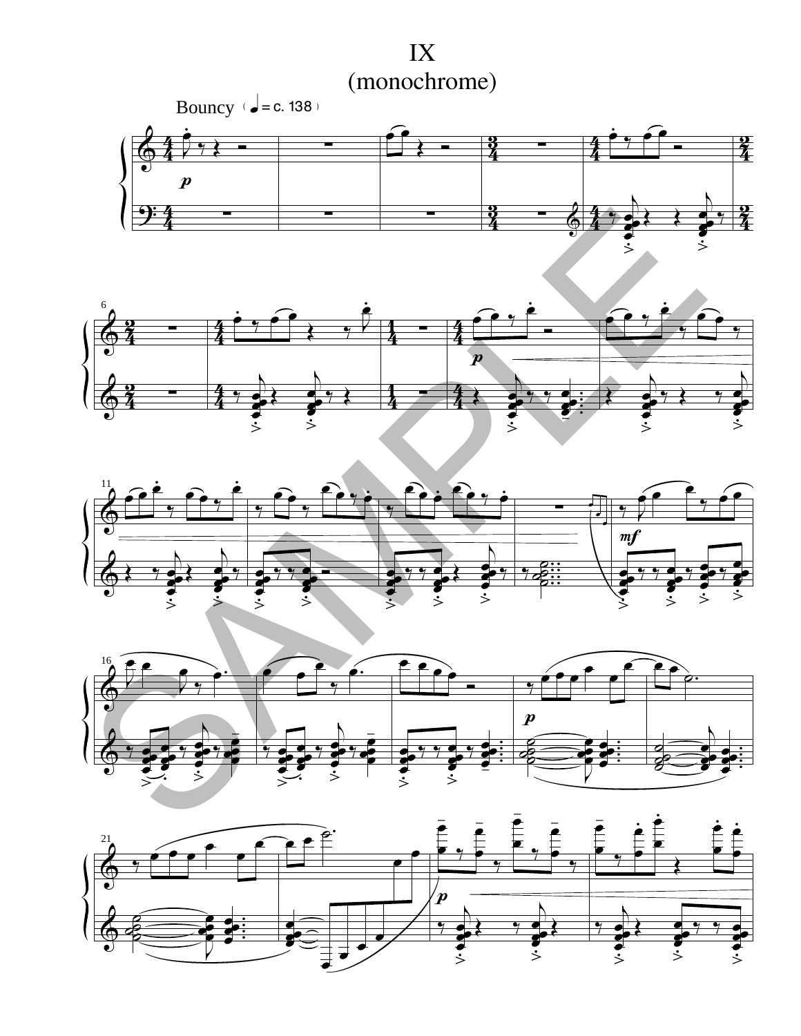# IX
# (monochrome)

Bouncy (♩ = c. 138)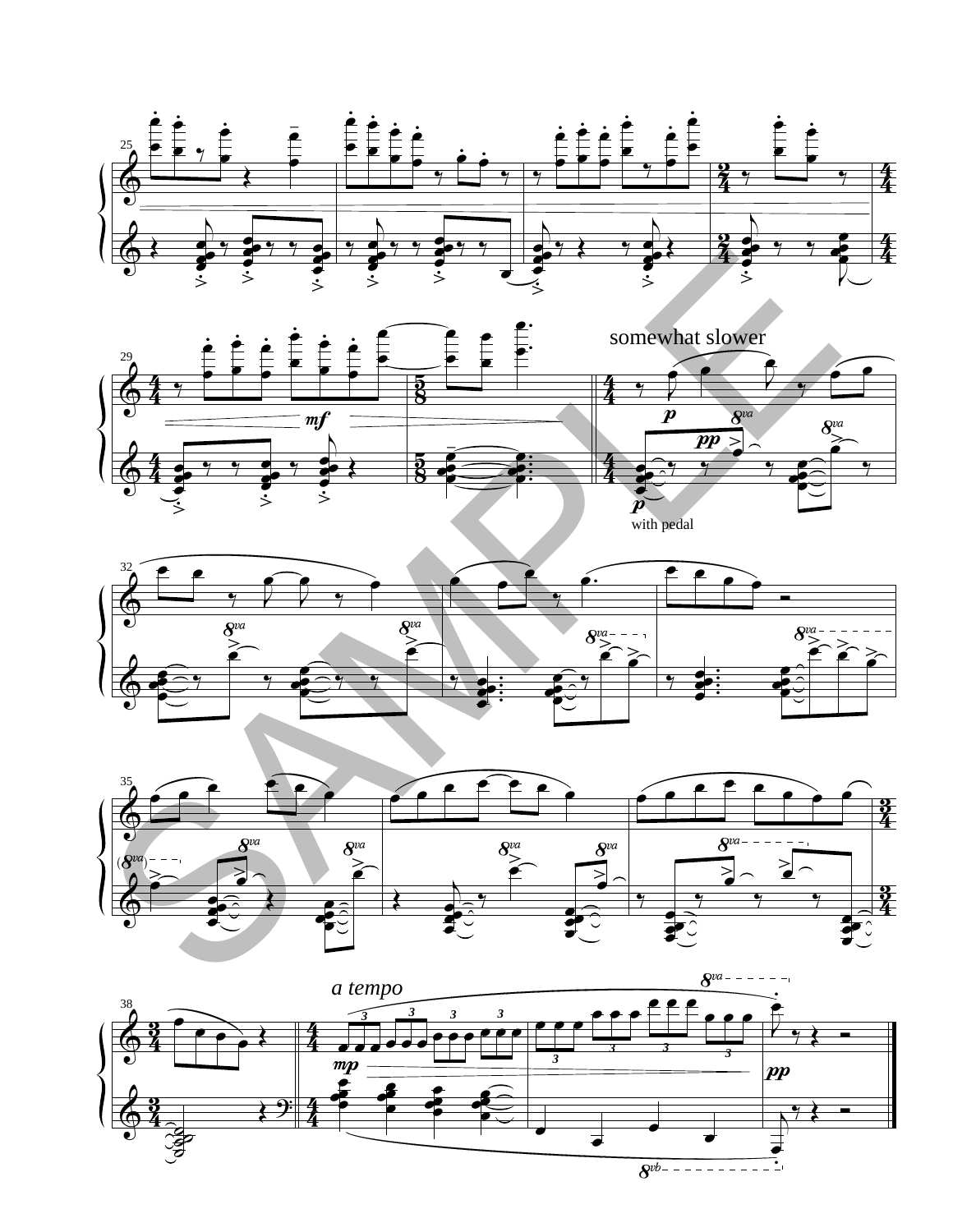somewhat slower

with pedal

a tempo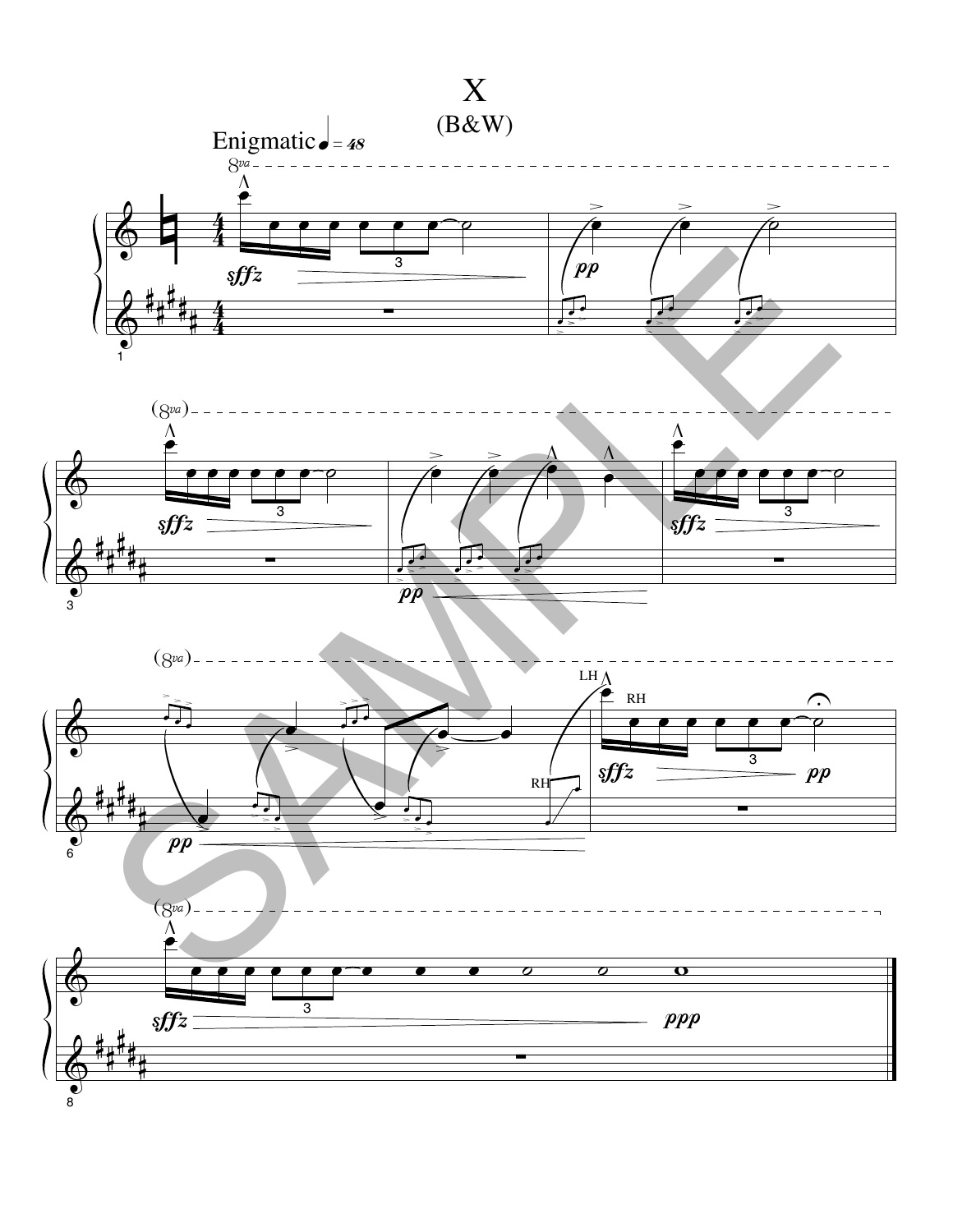# X

(B&W)

Enigmatic ♩ = 48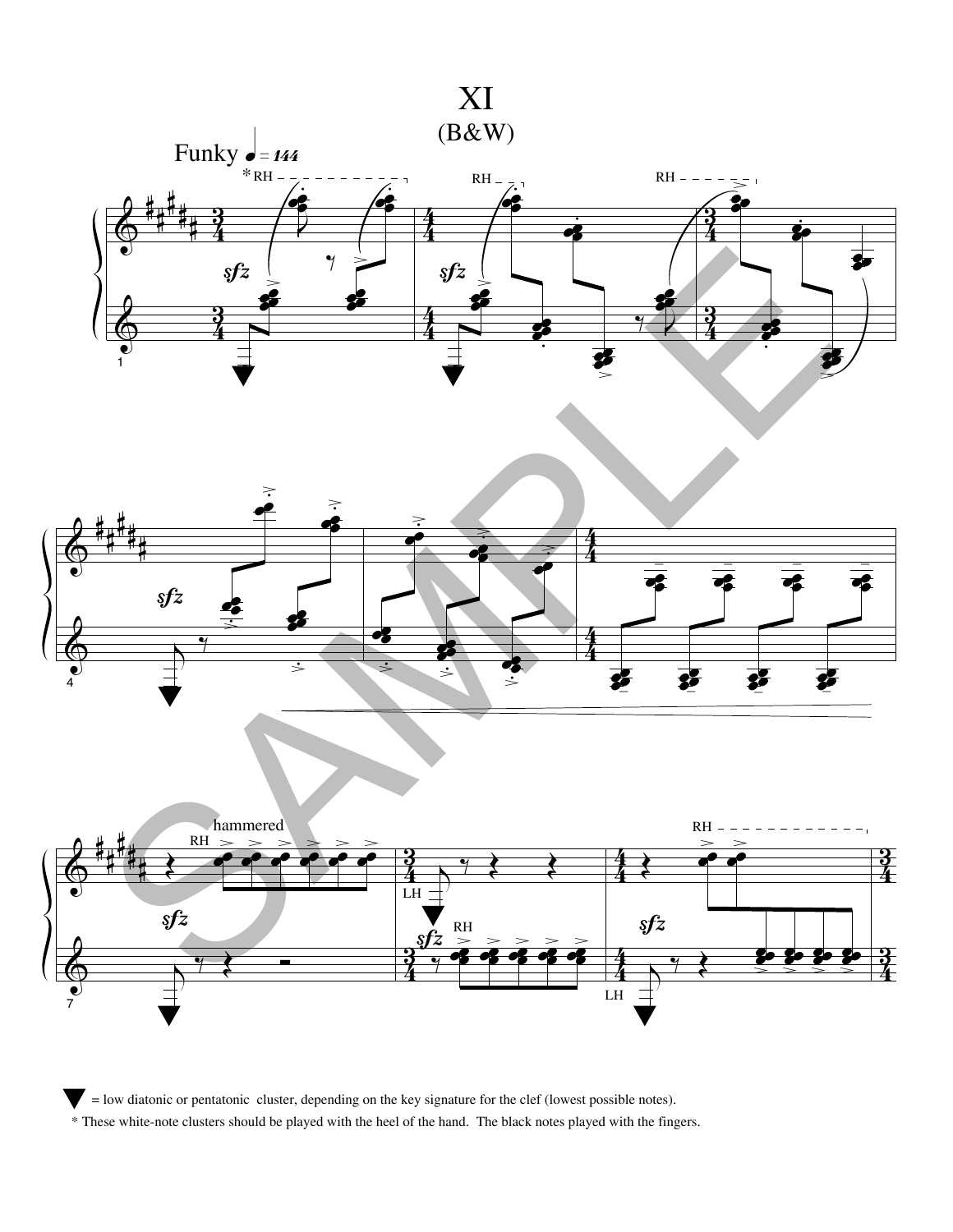# XI

## (B&W)

▼ = low diatonic or pentatonic cluster, depending on the key signature for the clef (lowest possible notes).

* These white-note clusters should be played with the heel of the hand. The black notes played with the fingers.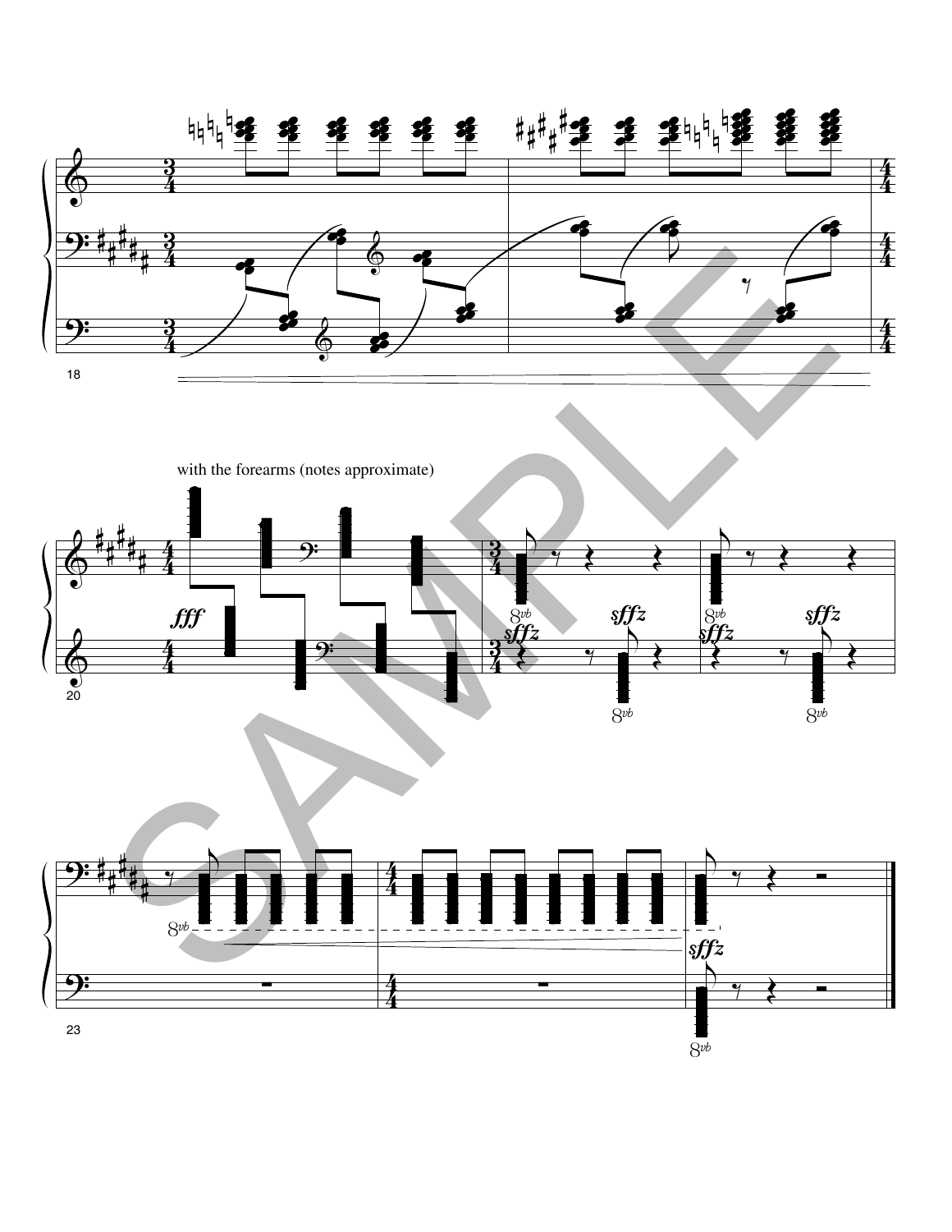with the forearms (notes approximate)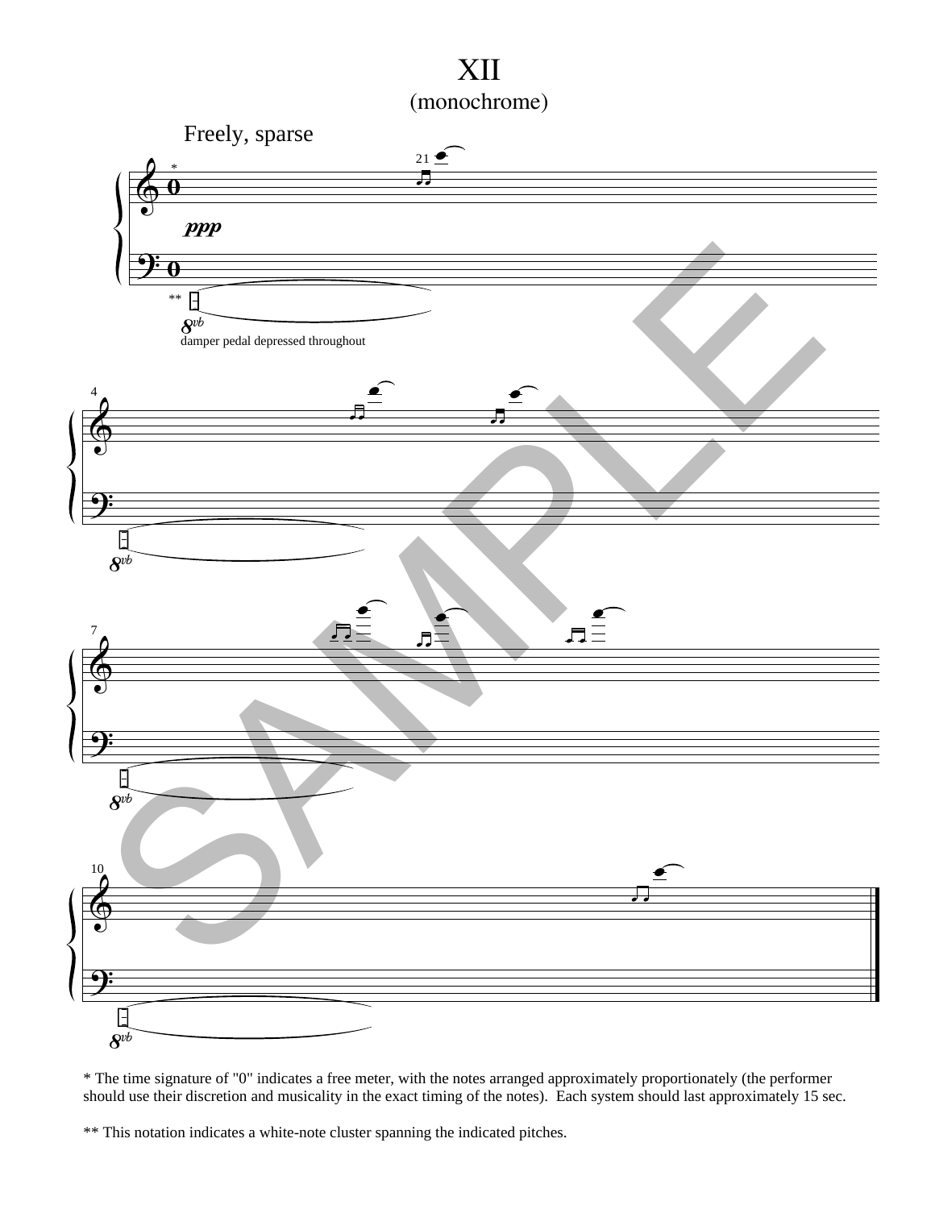# XII

## (monochrome)

Freely, sparse

\* The time signature of "0" indicates a free meter, with the notes arranged approximately proportionately (the performer should use their discretion and musicality in the exact timing of the notes). Each system should last approximately 15 sec.

\*\* This notation indicates a white-note cluster spanning the indicated pitches.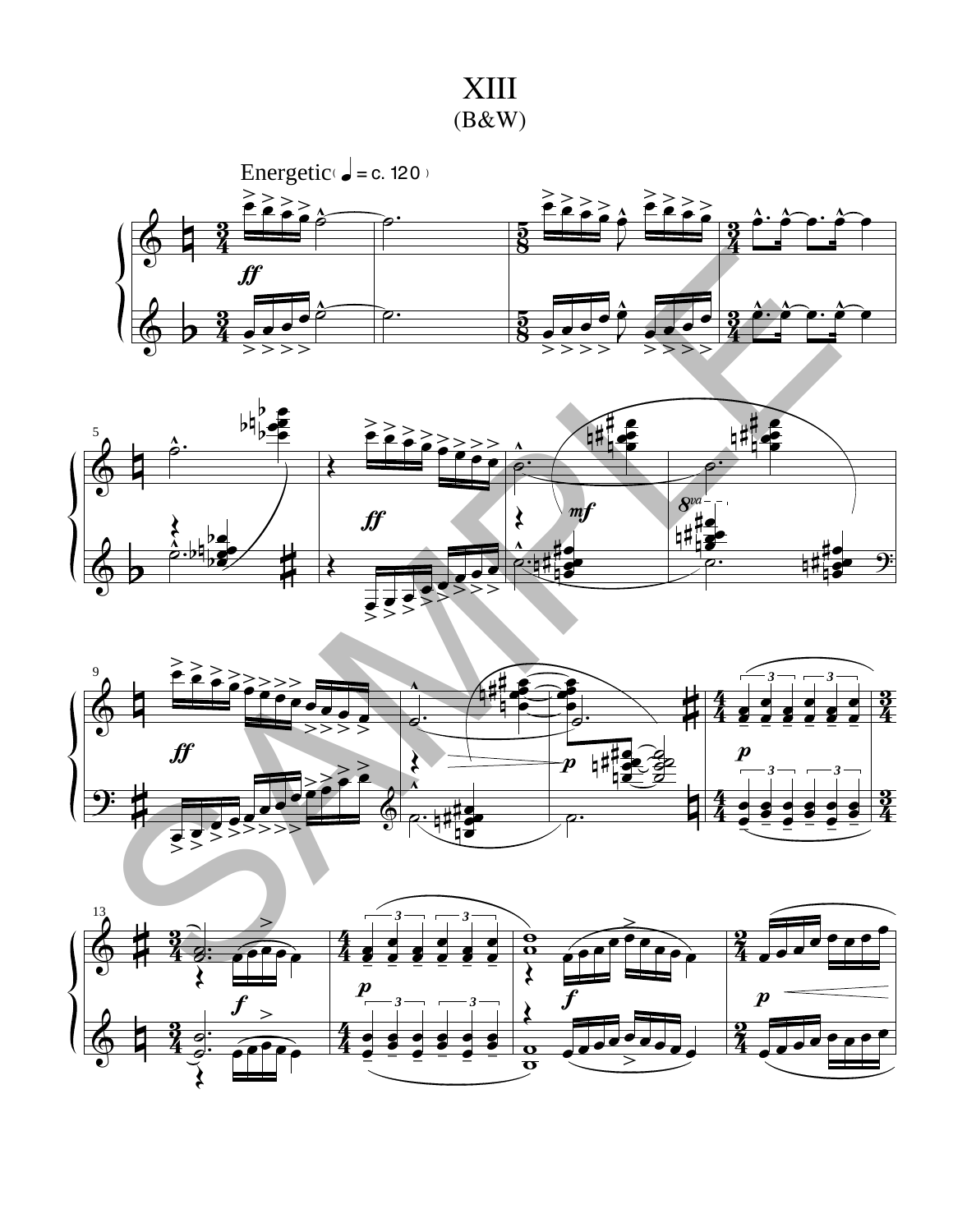# XIII
## (B&W)

Energetic (♩ = c. 120)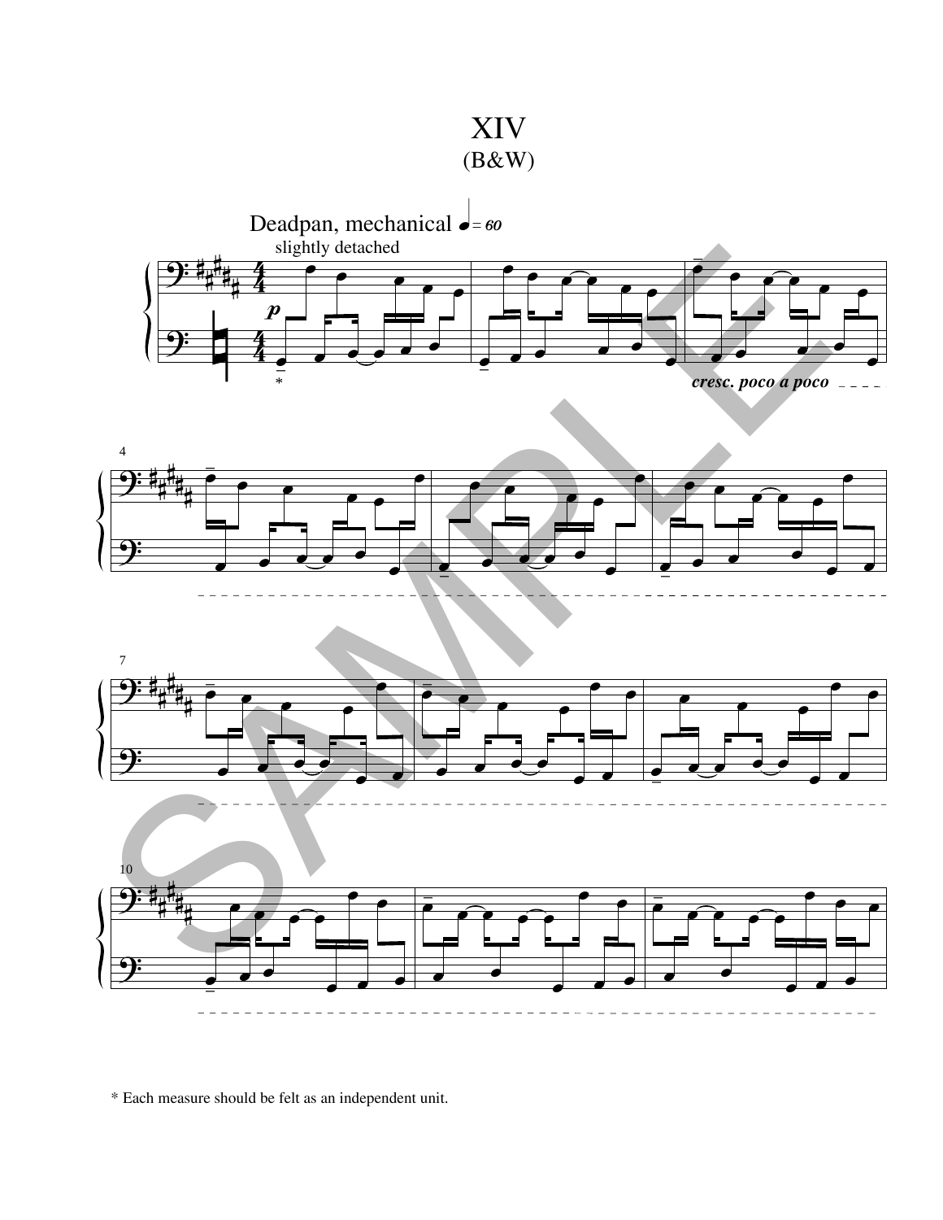# XIV
## (B&W)

Deadpan, mechanical ♩= 60

slightly detached

*p*

*cresc. poco a poco*

\* Each measure should be felt as an independent unit.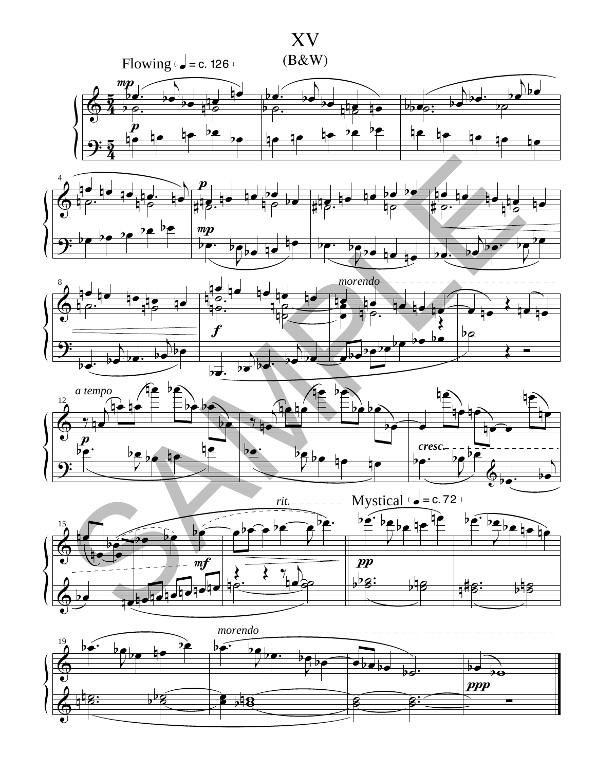# XV

## (B&W)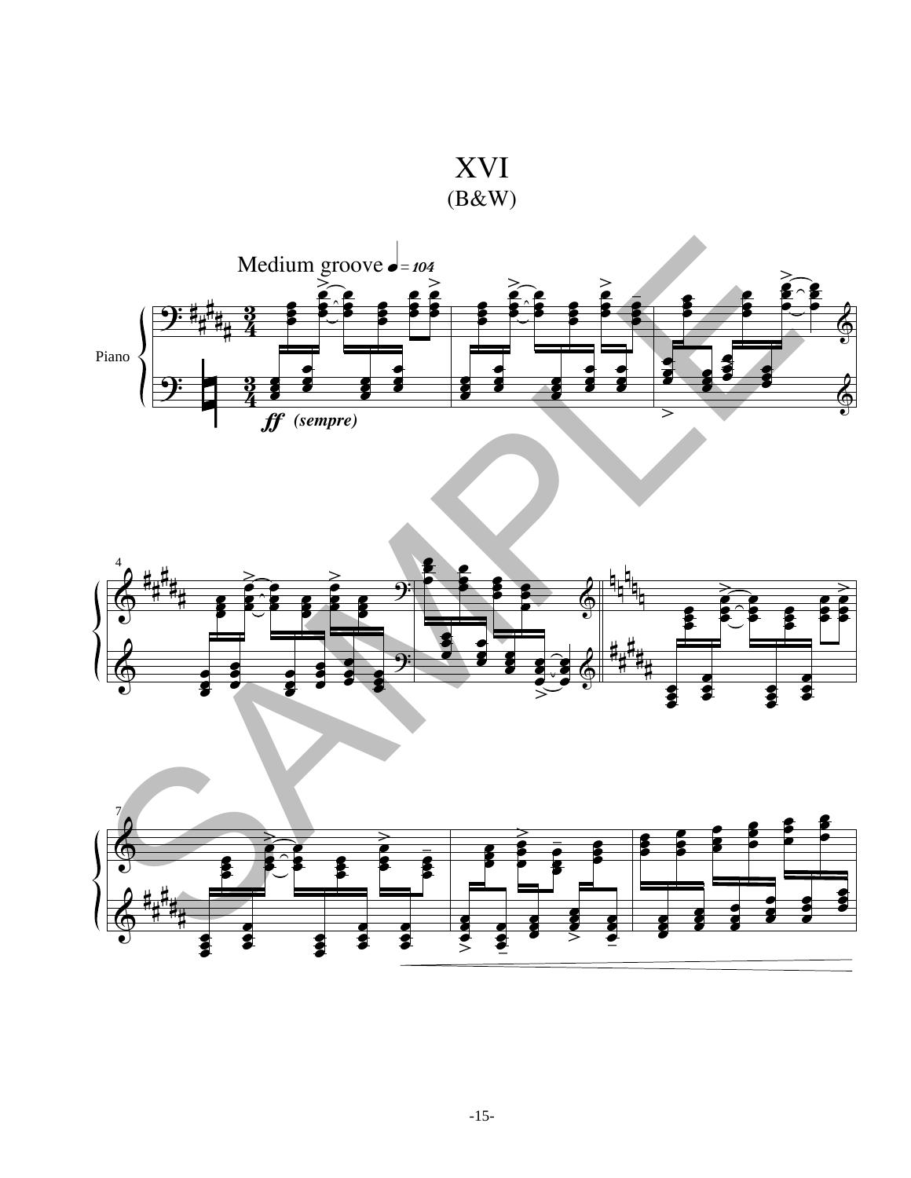# XVI
## (B&W)

Medium groove ♩= 104

Piano

*ff* *(sempre)*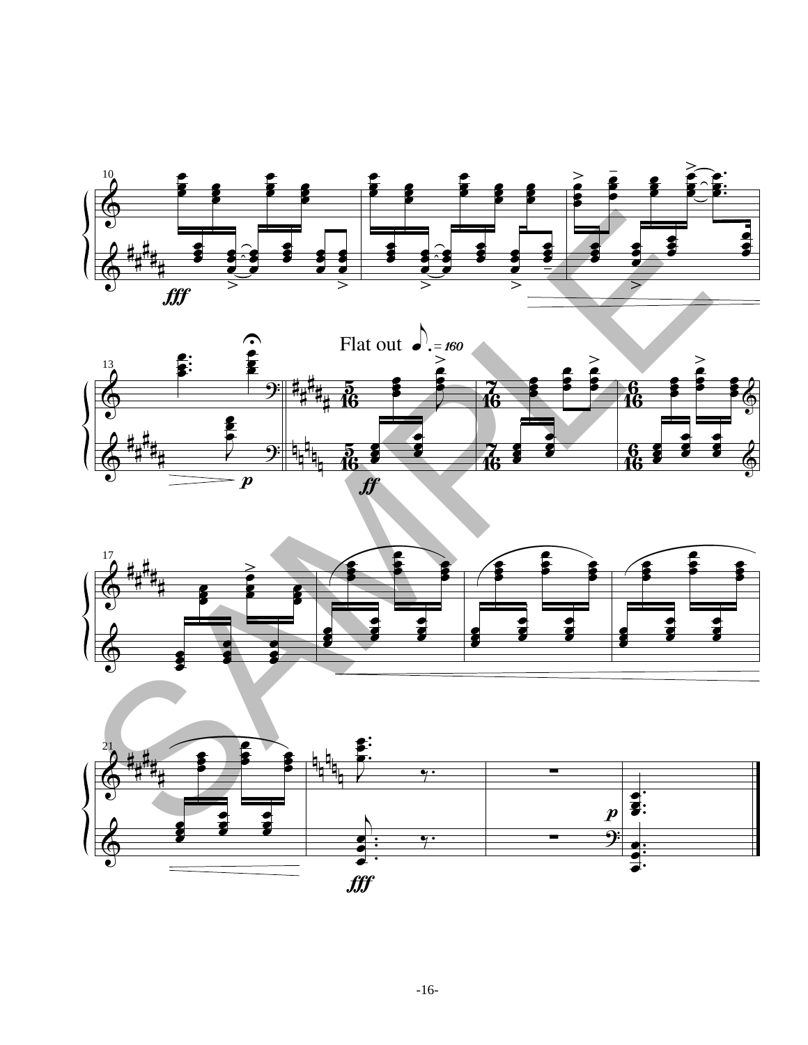Flat out ♪. = 160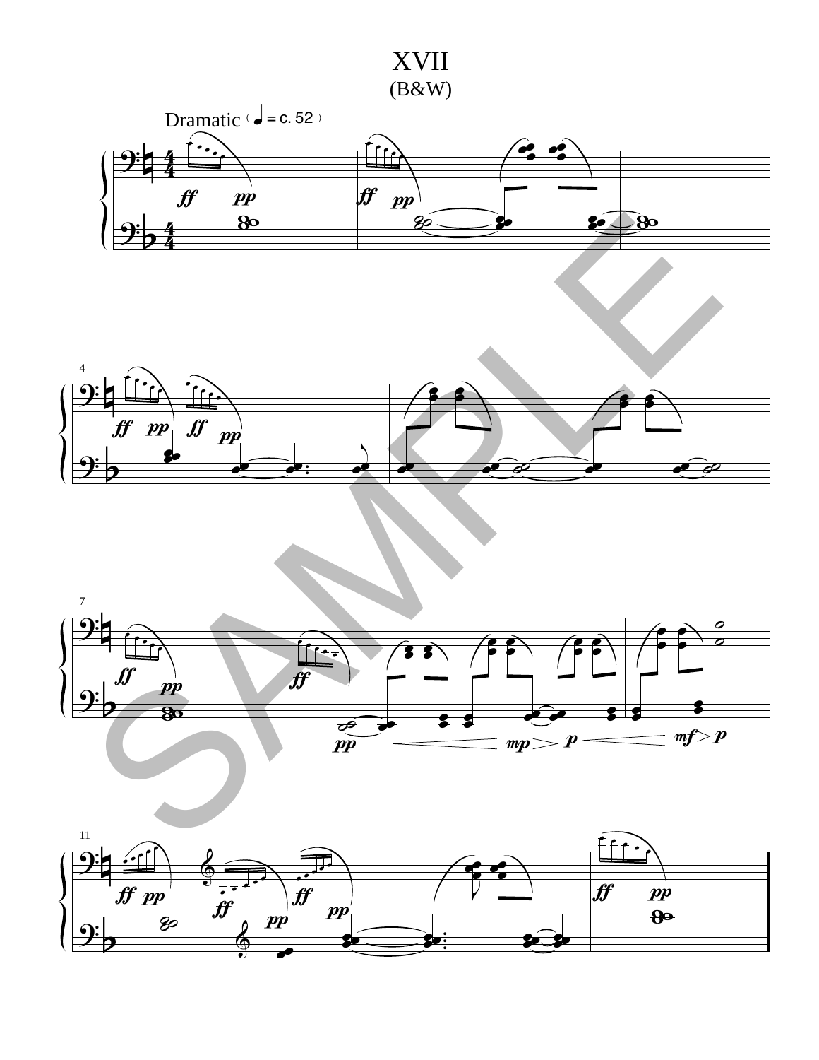# XVII

(B&W)

Dramatic (♩ = c. 52)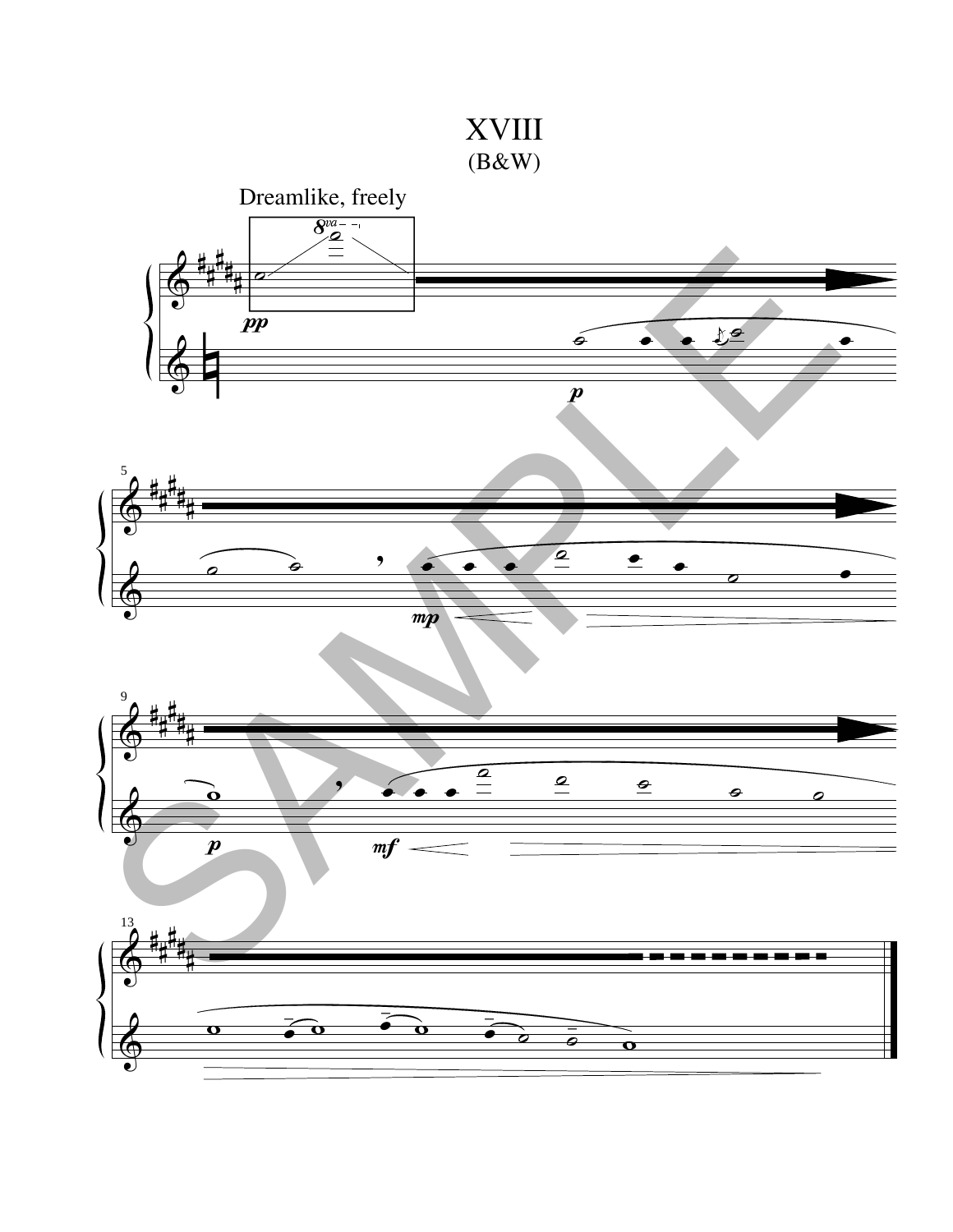# XVIII

(B&W)

Dreamlike, freely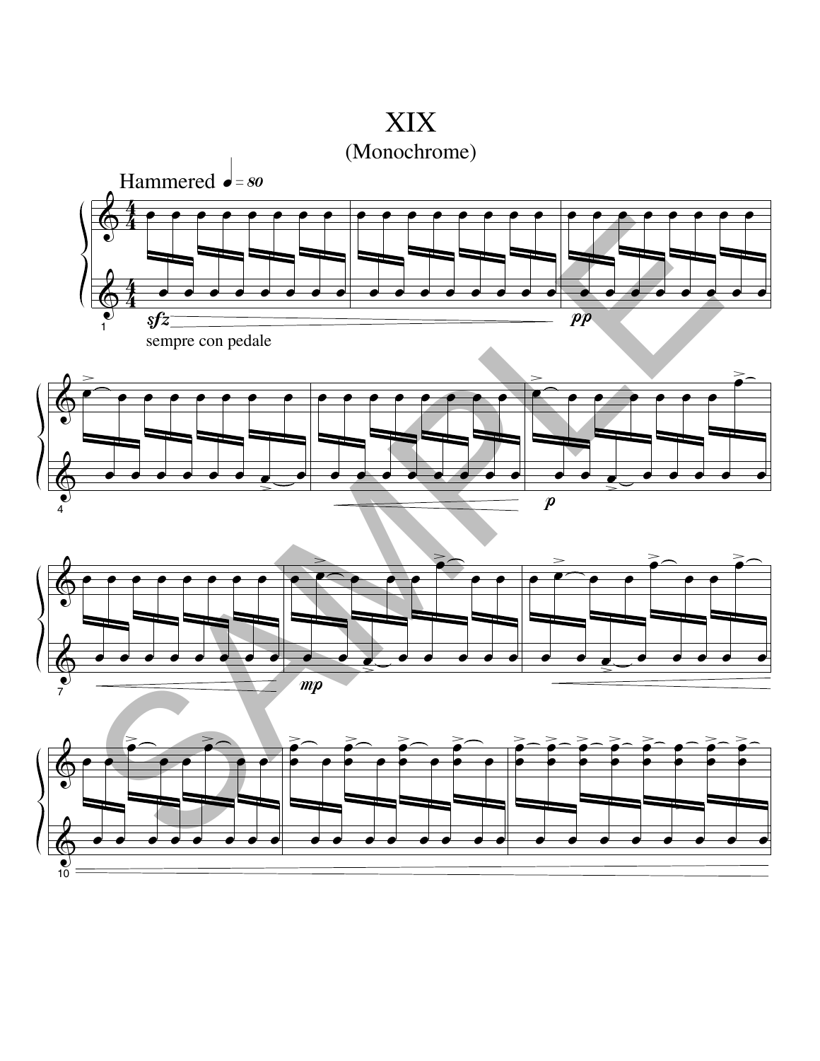# XIX

## (Monochrome)

Hammered ♩ = 80

*sfz* — *pp*

sempre con pedale

*p*

*mp*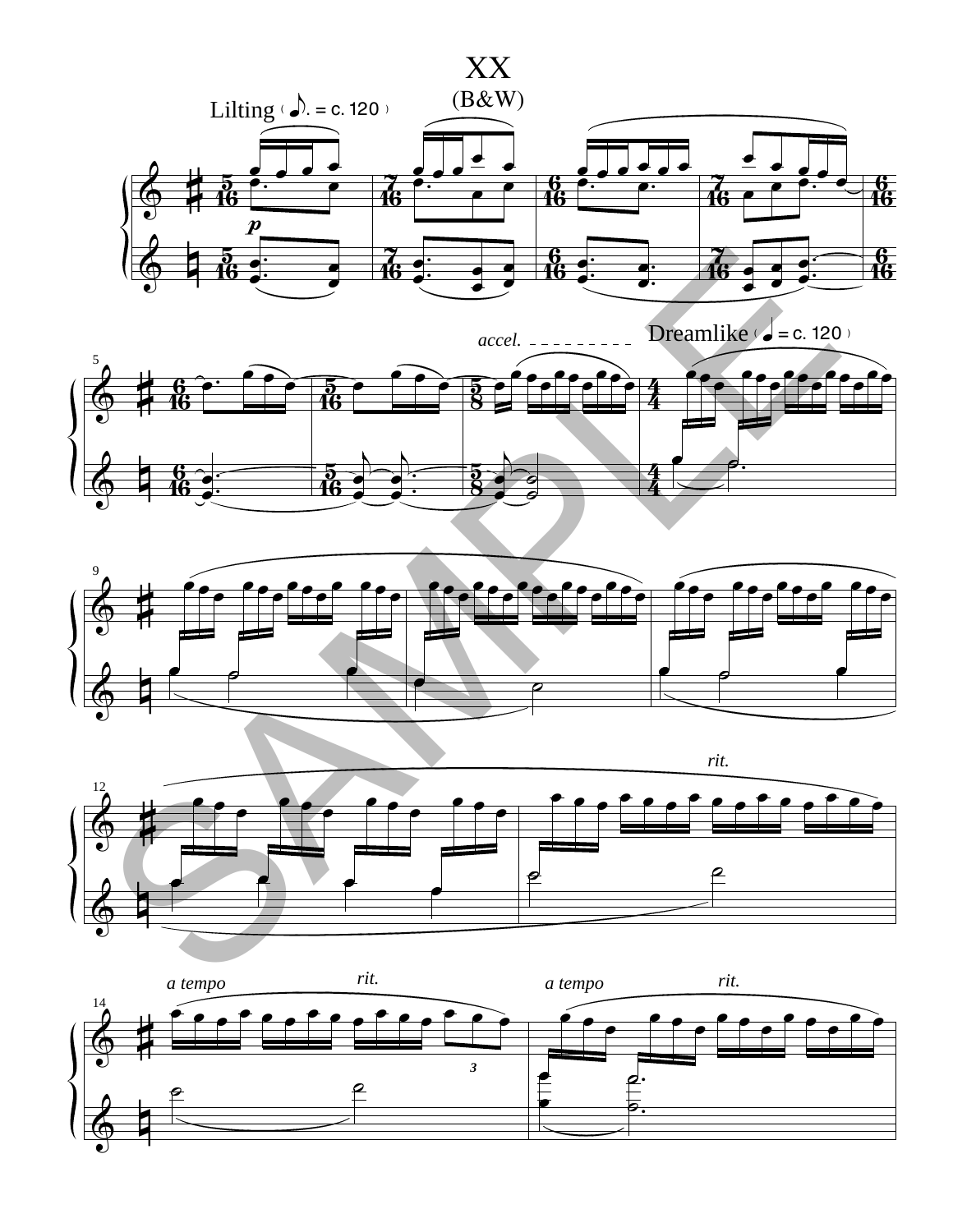# XX

(B&W)

Lilting (♪. = c. 120)

*p*

*accel.*

Dreamlike (♩ = c. 120)

*rit.*

*a tempo* *rit.* *a tempo* *rit.*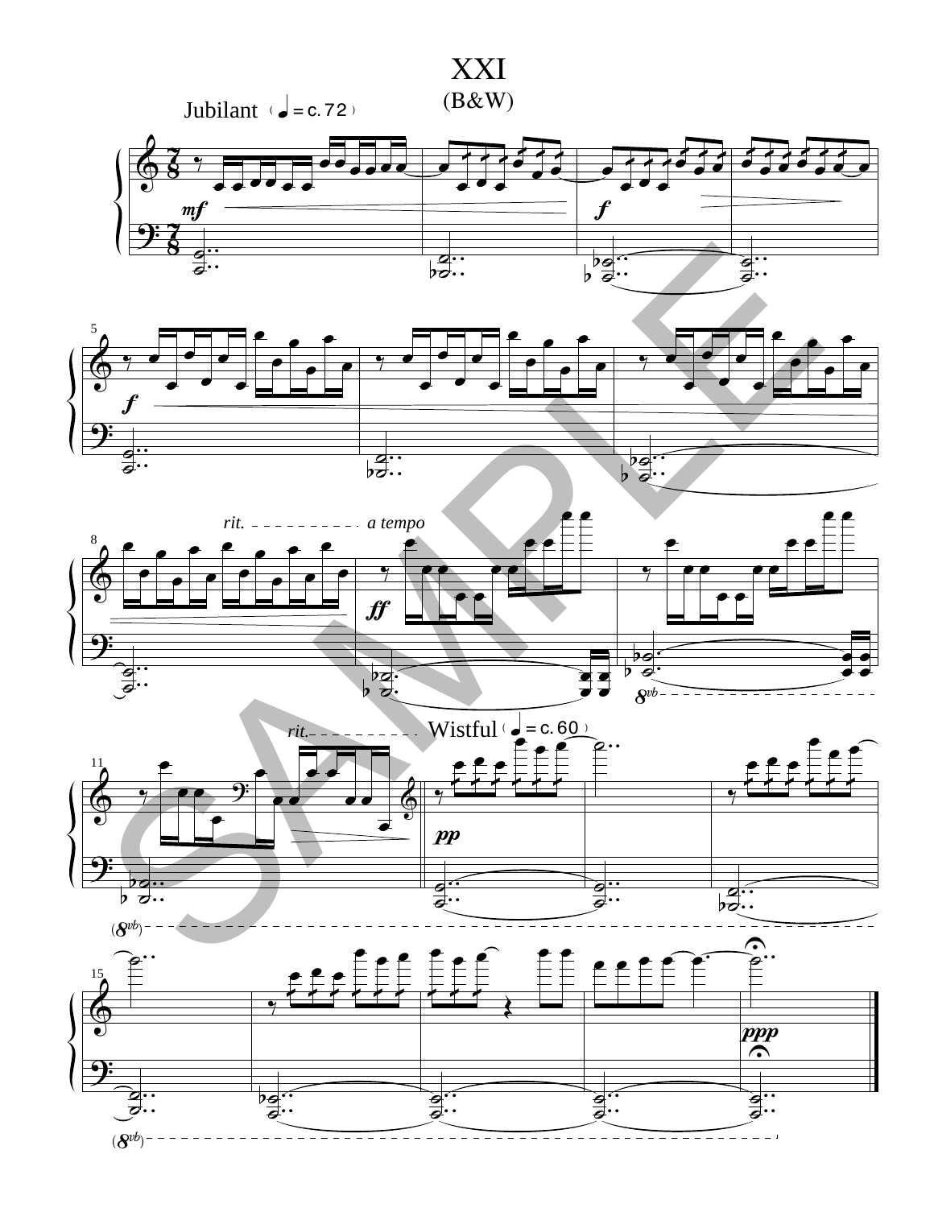# XXI

(B&W)

Jubilant (♩ = c. 72)

*mf* *f* *f* *ff* *rit.* *a tempo* *rit.* *pp* *ppp* *8vb*

Wistful (♩ = c. 60)

SAMPLE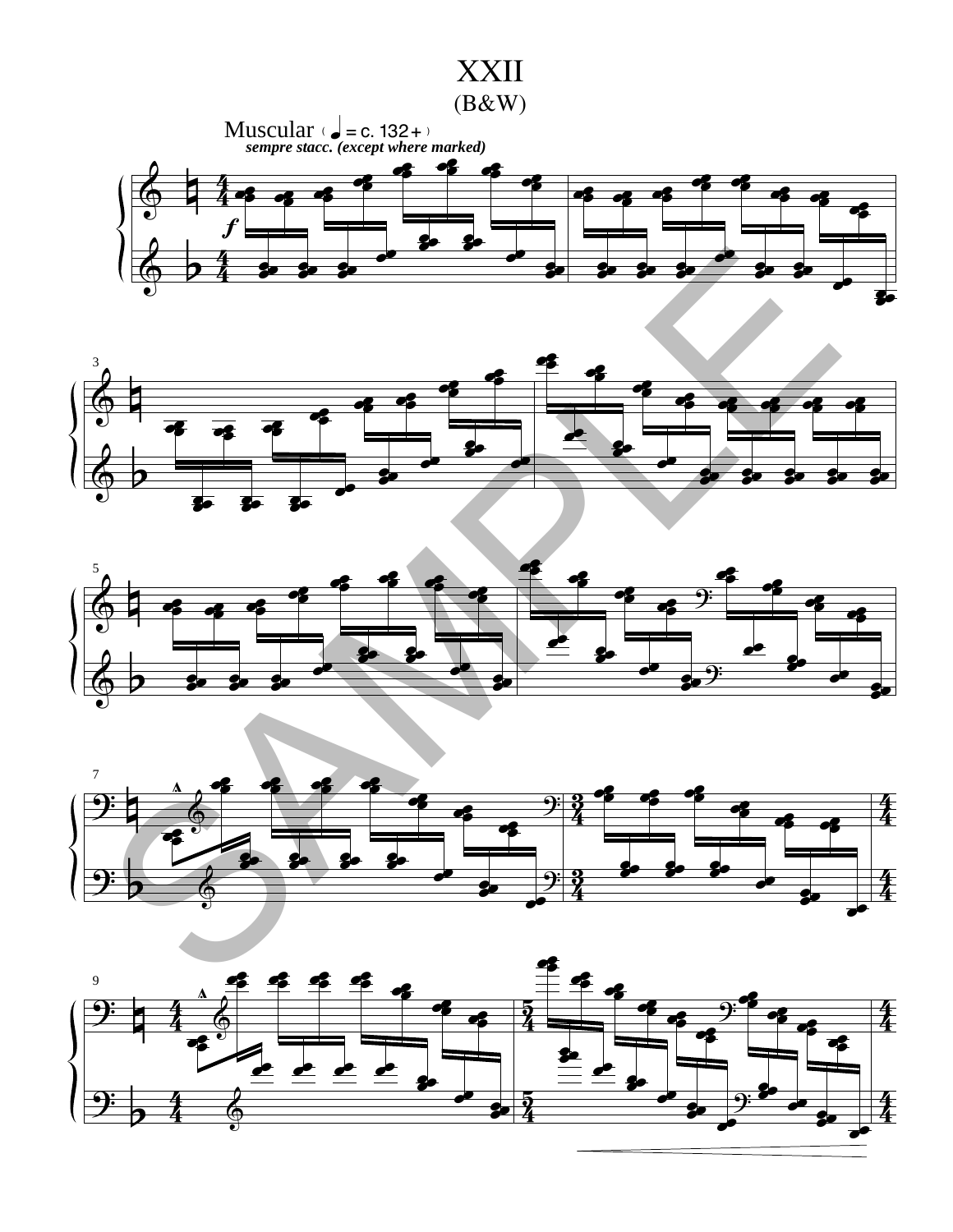# XXII

## (B&W)

Muscular (♩ = c. 132+)

*sempre stacc. (except where marked)*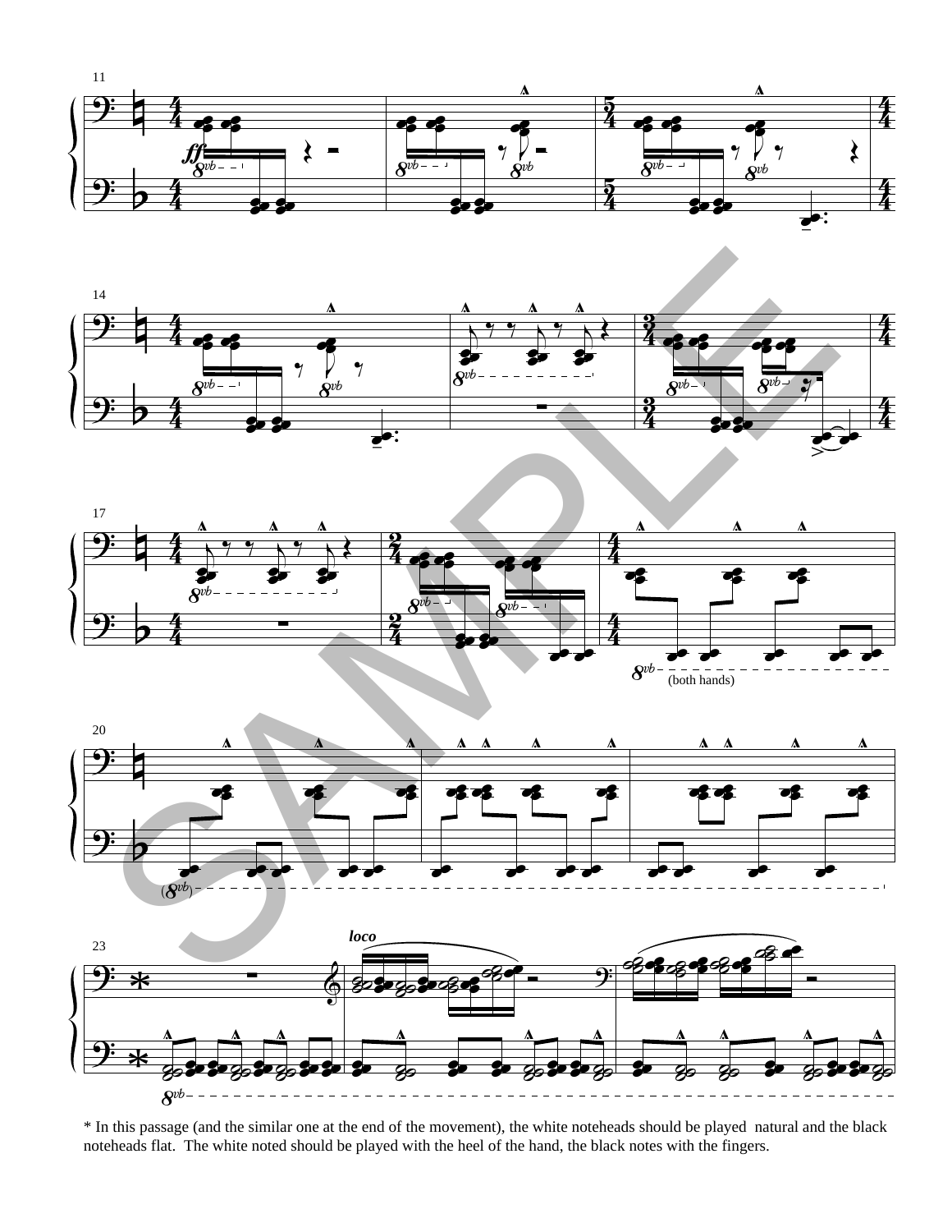\* In this passage (and the similar one at the end of the movement), the white noteheads should be played  natural and the black noteheads flat.  The white noted should be played with the heel of the hand, the black notes with the fingers.